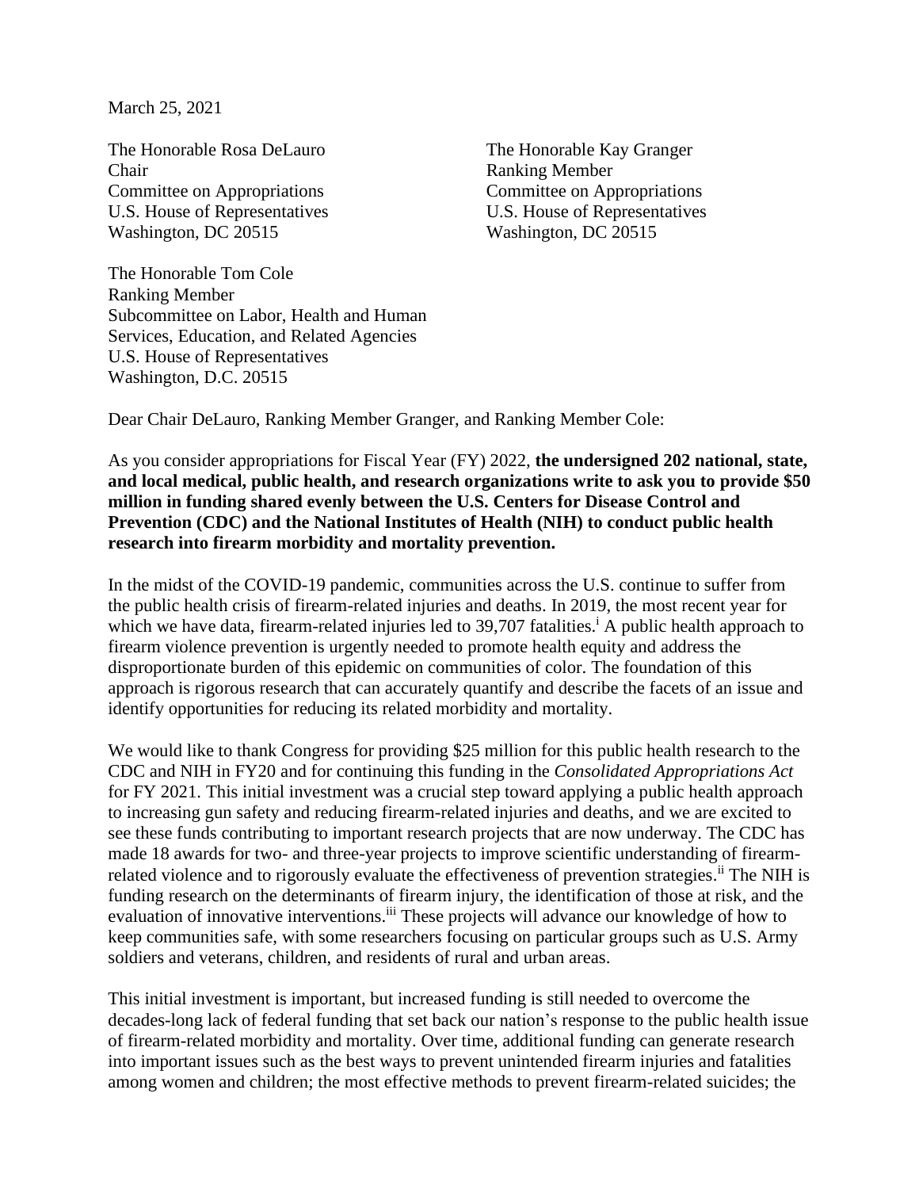March 25, 2021

The Honorable Rosa DeLauro
Chair
Committee on Appropriations
U.S. House of Representatives
Washington, DC 20515

The Honorable Kay Granger
Ranking Member
Committee on Appropriations
U.S. House of Representatives
Washington, DC 20515

The Honorable Tom Cole
Ranking Member
Subcommittee on Labor, Health and Human Services, Education, and Related Agencies
U.S. House of Representatives
Washington, D.C. 20515

Dear Chair DeLauro, Ranking Member Granger, and Ranking Member Cole:

As you consider appropriations for Fiscal Year (FY) 2022, **the undersigned 202 national, state, and local medical, public health, and research organizations write to ask you to provide $50 million in funding shared evenly between the U.S. Centers for Disease Control and Prevention (CDC) and the National Institutes of Health (NIH) to conduct public health research into firearm morbidity and mortality prevention.**

In the midst of the COVID-19 pandemic, communities across the U.S. continue to suffer from the public health crisis of firearm-related injuries and deaths. In 2019, the most recent year for which we have data, firearm-related injuries led to 39,707 fatalities.[i] A public health approach to firearm violence prevention is urgently needed to promote health equity and address the disproportionate burden of this epidemic on communities of color. The foundation of this approach is rigorous research that can accurately quantify and describe the facets of an issue and identify opportunities for reducing its related morbidity and mortality.

We would like to thank Congress for providing $25 million for this public health research to the CDC and NIH in FY20 and for continuing this funding in the *Consolidated Appropriations Act* for FY 2021. This initial investment was a crucial step toward applying a public health approach to increasing gun safety and reducing firearm-related injuries and deaths, and we are excited to see these funds contributing to important research projects that are now underway. The CDC has made 18 awards for two- and three-year projects to improve scientific understanding of firearm-related violence and to rigorously evaluate the effectiveness of prevention strategies.[ii] The NIH is funding research on the determinants of firearm injury, the identification of those at risk, and the evaluation of innovative interventions.[iii] These projects will advance our knowledge of how to keep communities safe, with some researchers focusing on particular groups such as U.S. Army soldiers and veterans, children, and residents of rural and urban areas.

This initial investment is important, but increased funding is still needed to overcome the decades-long lack of federal funding that set back our nation's response to the public health issue of firearm-related morbidity and mortality. Over time, additional funding can generate research into important issues such as the best ways to prevent unintended firearm injuries and fatalities among women and children; the most effective methods to prevent firearm-related suicides; the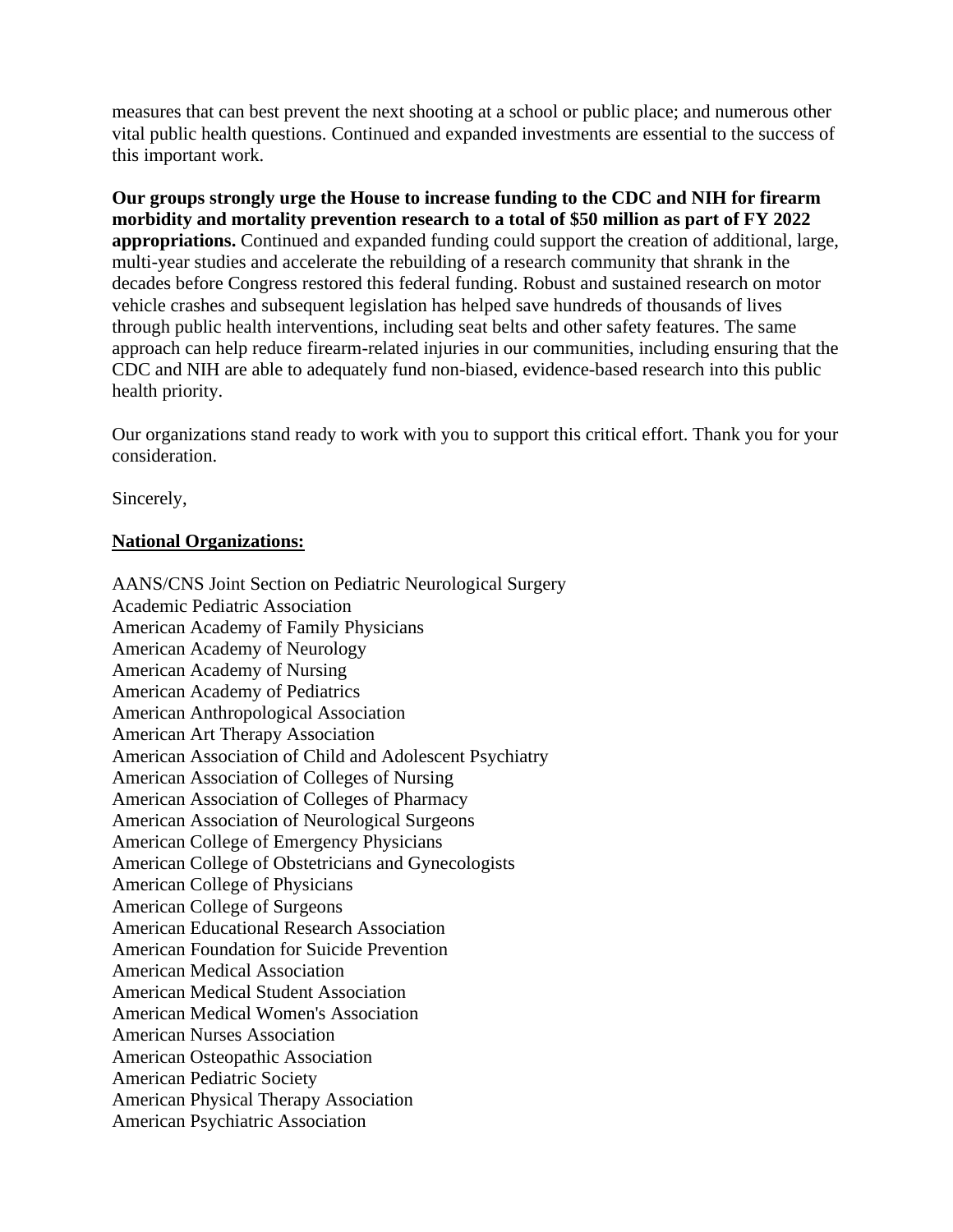measures that can best prevent the next shooting at a school or public place; and numerous other vital public health questions. Continued and expanded investments are essential to the success of this important work.

**Our groups strongly urge the House to increase funding to the CDC and NIH for firearm morbidity and mortality prevention research to a total of $50 million as part of FY 2022 appropriations.** Continued and expanded funding could support the creation of additional, large, multi-year studies and accelerate the rebuilding of a research community that shrank in the decades before Congress restored this federal funding. Robust and sustained research on motor vehicle crashes and subsequent legislation has helped save hundreds of thousands of lives through public health interventions, including seat belts and other safety features. The same approach can help reduce firearm-related injuries in our communities, including ensuring that the CDC and NIH are able to adequately fund non-biased, evidence-based research into this public health priority.

Our organizations stand ready to work with you to support this critical effort. Thank you for your consideration.

Sincerely,

**National Organizations:**

AANS/CNS Joint Section on Pediatric Neurological Surgery
Academic Pediatric Association
American Academy of Family Physicians
American Academy of Neurology
American Academy of Nursing
American Academy of Pediatrics
American Anthropological Association
American Art Therapy Association
American Association of Child and Adolescent Psychiatry
American Association of Colleges of Nursing
American Association of Colleges of Pharmacy
American Association of Neurological Surgeons
American College of Emergency Physicians
American College of Obstetricians and Gynecologists
American College of Physicians
American College of Surgeons
American Educational Research Association
American Foundation for Suicide Prevention
American Medical Association
American Medical Student Association
American Medical Women's Association
American Nurses Association
American Osteopathic Association
American Pediatric Society
American Physical Therapy Association
American Psychiatric Association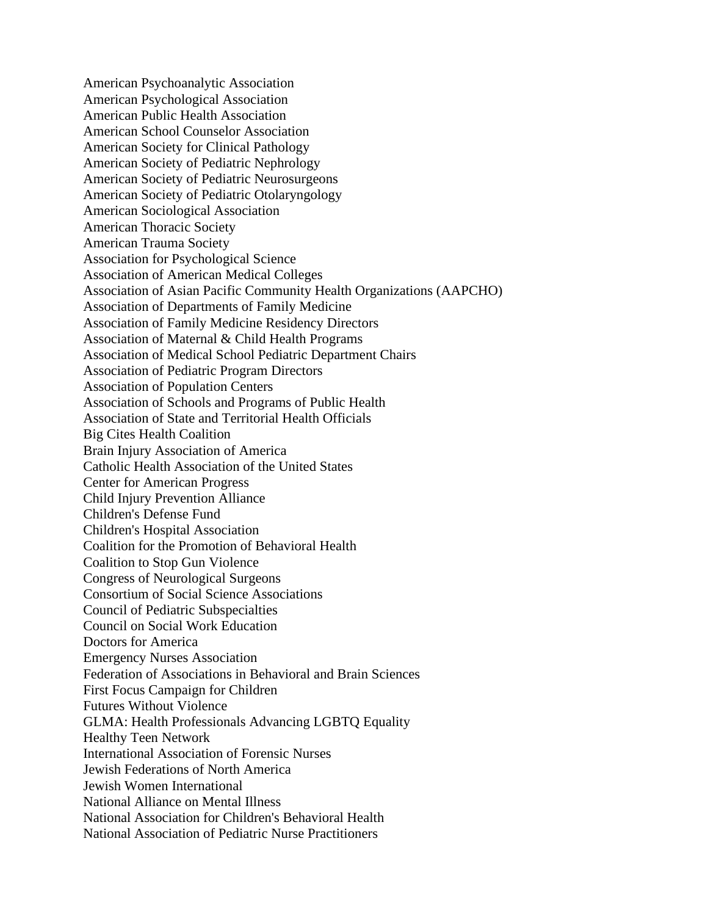American Psychoanalytic Association
American Psychological Association
American Public Health Association
American School Counselor Association
American Society for Clinical Pathology
American Society of Pediatric Nephrology
American Society of Pediatric Neurosurgeons
American Society of Pediatric Otolaryngology
American Sociological Association
American Thoracic Society
American Trauma Society
Association for Psychological Science
Association of American Medical Colleges
Association of Asian Pacific Community Health Organizations (AAPCHO)
Association of Departments of Family Medicine
Association of Family Medicine Residency Directors
Association of Maternal & Child Health Programs
Association of Medical School Pediatric Department Chairs
Association of Pediatric Program Directors
Association of Population Centers
Association of Schools and Programs of Public Health
Association of State and Territorial Health Officials
Big Cites Health Coalition
Brain Injury Association of America
Catholic Health Association of the United States
Center for American Progress
Child Injury Prevention Alliance
Children's Defense Fund
Children's Hospital Association
Coalition for the Promotion of Behavioral Health
Coalition to Stop Gun Violence
Congress of Neurological Surgeons
Consortium of Social Science Associations
Council of Pediatric Subspecialties
Council on Social Work Education
Doctors for America
Emergency Nurses Association
Federation of Associations in Behavioral and Brain Sciences
First Focus Campaign for Children
Futures Without Violence
GLMA: Health Professionals Advancing LGBTQ Equality
Healthy Teen Network
International Association of Forensic Nurses
Jewish Federations of North America
Jewish Women International
National Alliance on Mental Illness
National Association for Children's Behavioral Health
National Association of Pediatric Nurse Practitioners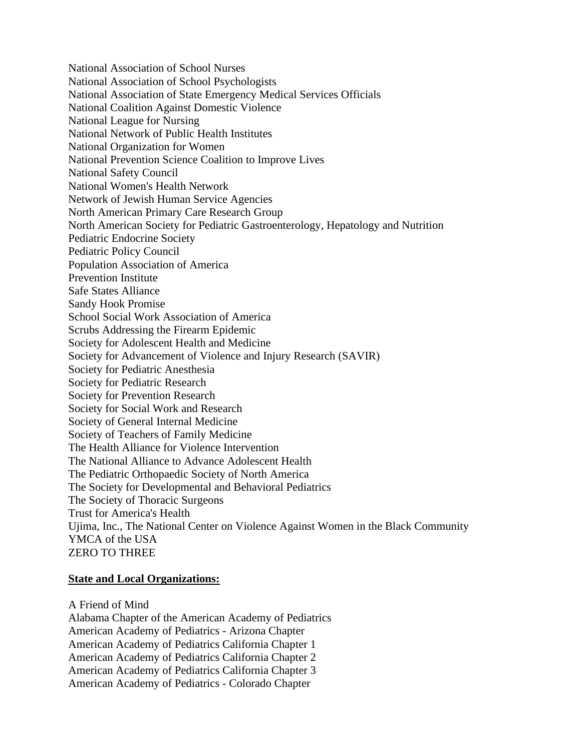National Association of School Nurses
National Association of School Psychologists
National Association of State Emergency Medical Services Officials
National Coalition Against Domestic Violence
National League for Nursing
National Network of Public Health Institutes
National Organization for Women
National Prevention Science Coalition to Improve Lives
National Safety Council
National Women's Health Network
Network of Jewish Human Service Agencies
North American Primary Care Research Group
North American Society for Pediatric Gastroenterology, Hepatology and Nutrition
Pediatric Endocrine Society
Pediatric Policy Council
Population Association of America
Prevention Institute
Safe States Alliance
Sandy Hook Promise
School Social Work Association of America
Scrubs Addressing the Firearm Epidemic
Society for Adolescent Health and Medicine
Society for Advancement of Violence and Injury Research (SAVIR)
Society for Pediatric Anesthesia
Society for Pediatric Research
Society for Prevention Research
Society for Social Work and Research
Society of General Internal Medicine
Society of Teachers of Family Medicine
The Health Alliance for Violence Intervention
The National Alliance to Advance Adolescent Health
The Pediatric Orthopaedic Society of North America
The Society for Developmental and Behavioral Pediatrics
The Society of Thoracic Surgeons
Trust for America's Health
Ujima, Inc., The National Center on Violence Against Women in the Black Community
YMCA of the USA
ZERO TO THREE

**State and Local Organizations:**

A Friend of Mind
Alabama Chapter of the American Academy of Pediatrics
American Academy of Pediatrics - Arizona Chapter
American Academy of Pediatrics California Chapter 1
American Academy of Pediatrics California Chapter 2
American Academy of Pediatrics California Chapter 3
American Academy of Pediatrics - Colorado Chapter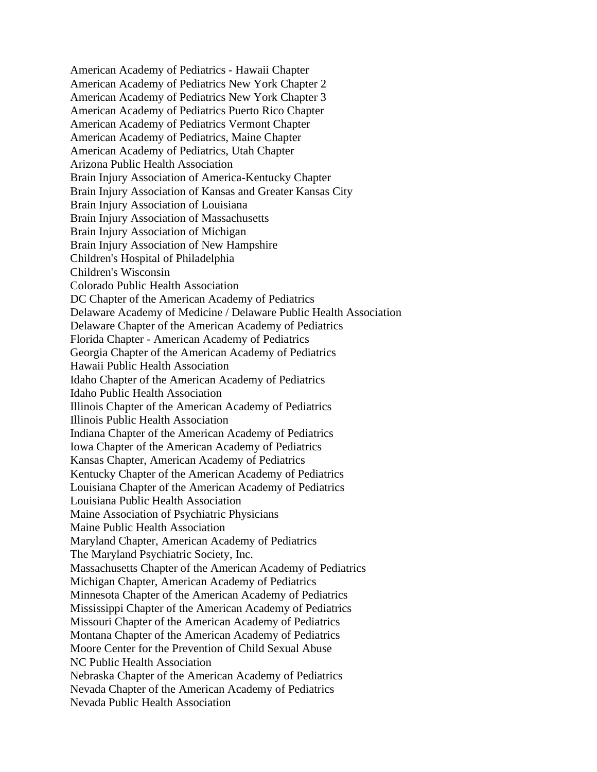American Academy of Pediatrics - Hawaii Chapter
American Academy of Pediatrics New York Chapter 2
American Academy of Pediatrics New York Chapter 3
American Academy of Pediatrics Puerto Rico Chapter
American Academy of Pediatrics Vermont Chapter
American Academy of Pediatrics, Maine Chapter
American Academy of Pediatrics, Utah Chapter
Arizona Public Health Association
Brain Injury Association of America-Kentucky Chapter
Brain Injury Association of Kansas and Greater Kansas City
Brain Injury Association of Louisiana
Brain Injury Association of Massachusetts
Brain Injury Association of Michigan
Brain Injury Association of New Hampshire
Children's Hospital of Philadelphia
Children's Wisconsin
Colorado Public Health Association
DC Chapter of the American Academy of Pediatrics
Delaware Academy of Medicine / Delaware Public Health Association
Delaware Chapter of the American Academy of Pediatrics
Florida Chapter - American Academy of Pediatrics
Georgia Chapter of the American Academy of Pediatrics
Hawaii Public Health Association
Idaho Chapter of the American Academy of Pediatrics
Idaho Public Health Association
Illinois Chapter of the American Academy of Pediatrics
Illinois Public Health Association
Indiana Chapter of the American Academy of Pediatrics
Iowa Chapter of the American Academy of Pediatrics
Kansas Chapter, American Academy of Pediatrics
Kentucky Chapter of the American Academy of Pediatrics
Louisiana Chapter of the American Academy of Pediatrics
Louisiana Public Health Association
Maine Association of Psychiatric Physicians
Maine Public Health Association
Maryland Chapter, American Academy of Pediatrics
The Maryland Psychiatric Society, Inc.
Massachusetts Chapter of the American Academy of Pediatrics
Michigan Chapter, American Academy of Pediatrics
Minnesota Chapter of the American Academy of Pediatrics
Mississippi Chapter of the American Academy of Pediatrics
Missouri Chapter of the American Academy of Pediatrics
Montana Chapter of the American Academy of Pediatrics
Moore Center for the Prevention of Child Sexual Abuse
NC Public Health Association
Nebraska Chapter of the American Academy of Pediatrics
Nevada Chapter of the American Academy of Pediatrics
Nevada Public Health Association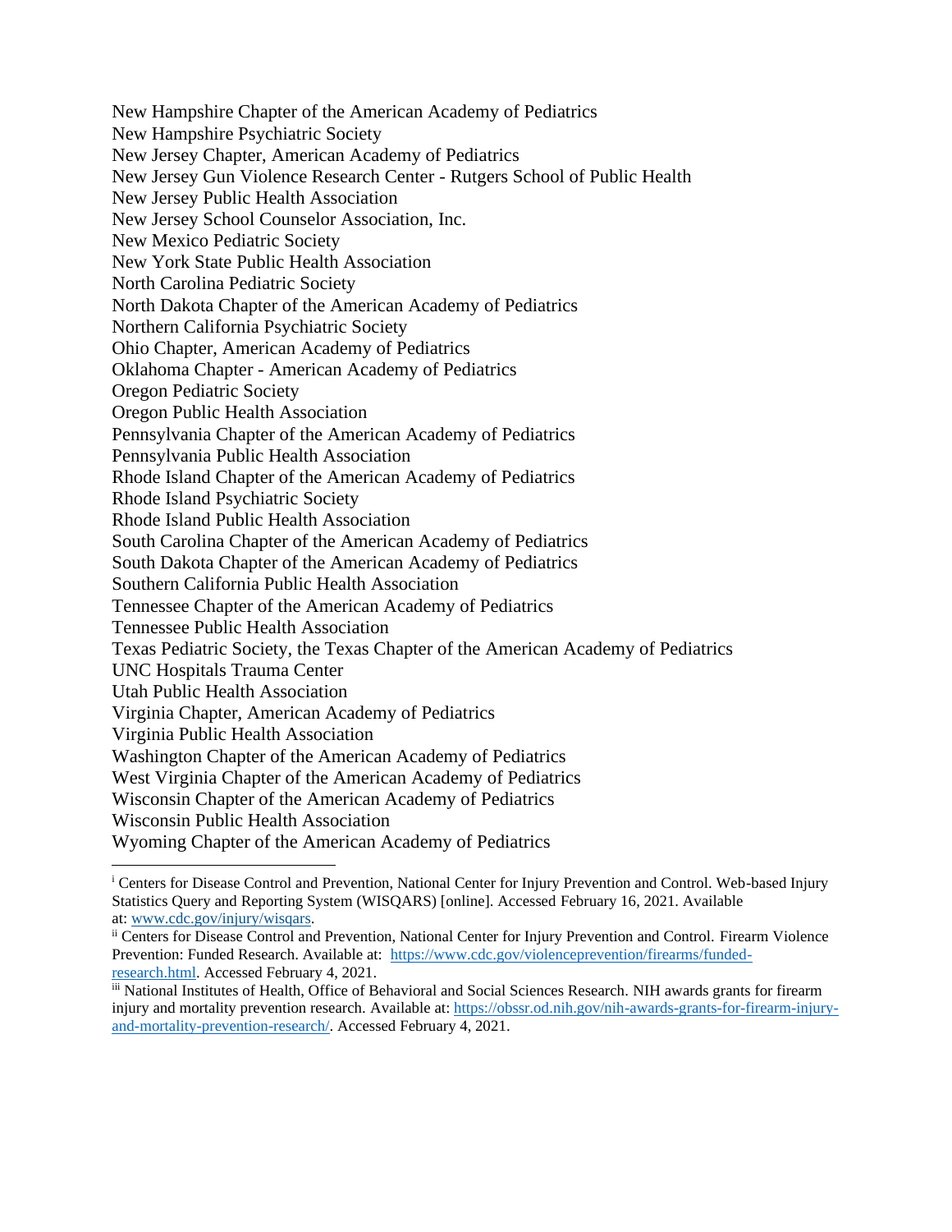New Hampshire Chapter of the American Academy of Pediatrics
New Hampshire Psychiatric Society
New Jersey Chapter, American Academy of Pediatrics
New Jersey Gun Violence Research Center - Rutgers School of Public Health
New Jersey Public Health Association
New Jersey School Counselor Association, Inc.
New Mexico Pediatric Society
New York State Public Health Association
North Carolina Pediatric Society
North Dakota Chapter of the American Academy of Pediatrics
Northern California Psychiatric Society
Ohio Chapter, American Academy of Pediatrics
Oklahoma Chapter - American Academy of Pediatrics
Oregon Pediatric Society
Oregon Public Health Association
Pennsylvania Chapter of the American Academy of Pediatrics
Pennsylvania Public Health Association
Rhode Island Chapter of the American Academy of Pediatrics
Rhode Island Psychiatric Society
Rhode Island Public Health Association
South Carolina Chapter of the American Academy of Pediatrics
South Dakota Chapter of the American Academy of Pediatrics
Southern California Public Health Association
Tennessee Chapter of the American Academy of Pediatrics
Tennessee Public Health Association
Texas Pediatric Society, the Texas Chapter of the American Academy of Pediatrics
UNC Hospitals Trauma Center
Utah Public Health Association
Virginia Chapter, American Academy of Pediatrics
Virginia Public Health Association
Washington Chapter of the American Academy of Pediatrics
West Virginia Chapter of the American Academy of Pediatrics
Wisconsin Chapter of the American Academy of Pediatrics
Wisconsin Public Health Association
Wyoming Chapter of the American Academy of Pediatrics

---

[i] Centers for Disease Control and Prevention, National Center for Injury Prevention and Control. Web-based Injury Statistics Query and Reporting System (WISQARS) [online]. Accessed February 16, 2021. Available at: www.cdc.gov/injury/wisqars.

[ii] Centers for Disease Control and Prevention, National Center for Injury Prevention and Control. Firearm Violence Prevention: Funded Research. Available at: https://www.cdc.gov/violenceprevention/firearms/funded-research.html. Accessed February 4, 2021.

[iii] National Institutes of Health, Office of Behavioral and Social Sciences Research. NIH awards grants for firearm injury and mortality prevention research. Available at: https://obssr.od.nih.gov/nih-awards-grants-for-firearm-injury-and-mortality-prevention-research/. Accessed February 4, 2021.